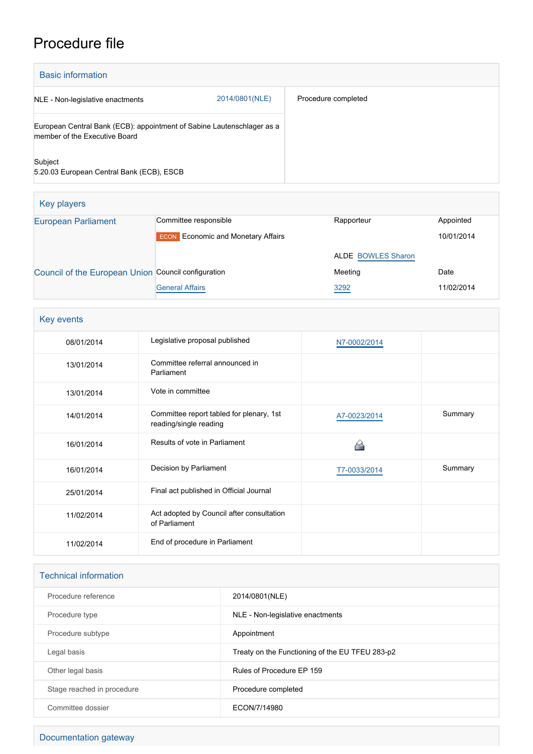# Procedure file

## Basic information

| | | |
|---|---|---|
| NLE - Non-legislative enactments | 2014/0801(NLE) | Procedure completed |
| European Central Bank (ECB): appointment of Sabine Lautenschlager as a member of the Executive Board | | |
| Subject<br>5.20.03 European Central Bank (ECB), ESCB | | |

## Key players

| | | | |
|---|---|---|---|
| European Parliament | Committee responsible | Rapporteur | Appointed |
| | ECON Economic and Monetary Affairs | | 10/01/2014 |
| | | ALDE BOWLES Sharon | |
| Council of the European Union | Council configuration | Meeting | Date |
| | General Affairs | 3292 | 11/02/2014 |

## Key events

| | | | |
|---|---|---|---|
| 08/01/2014 | Legislative proposal published | N7-0002/2014 | |
| 13/01/2014 | Committee referral announced in Parliament | | |
| 13/01/2014 | Vote in committee | | |
| 14/01/2014 | Committee report tabled for plenary, 1st reading/single reading | A7-0023/2014 | Summary |
| 16/01/2014 | Results of vote in Parliament | | |
| 16/01/2014 | Decision by Parliament | T7-0033/2014 | Summary |
| 25/01/2014 | Final act published in Official Journal | | |
| 11/02/2014 | Act adopted by Council after consultation of Parliament | | |
| 11/02/2014 | End of procedure in Parliament | | |

## Technical information

| | |
|---|---|
| Procedure reference | 2014/0801(NLE) |
| Procedure type | NLE - Non-legislative enactments |
| Procedure subtype | Appointment |
| Legal basis | Treaty on the Functioning of the EU TFEU 283-p2 |
| Other legal basis | Rules of Procedure EP 159 |
| Stage reached in procedure | Procedure completed |
| Committee dossier | ECON/7/14980 |

## Documentation gateway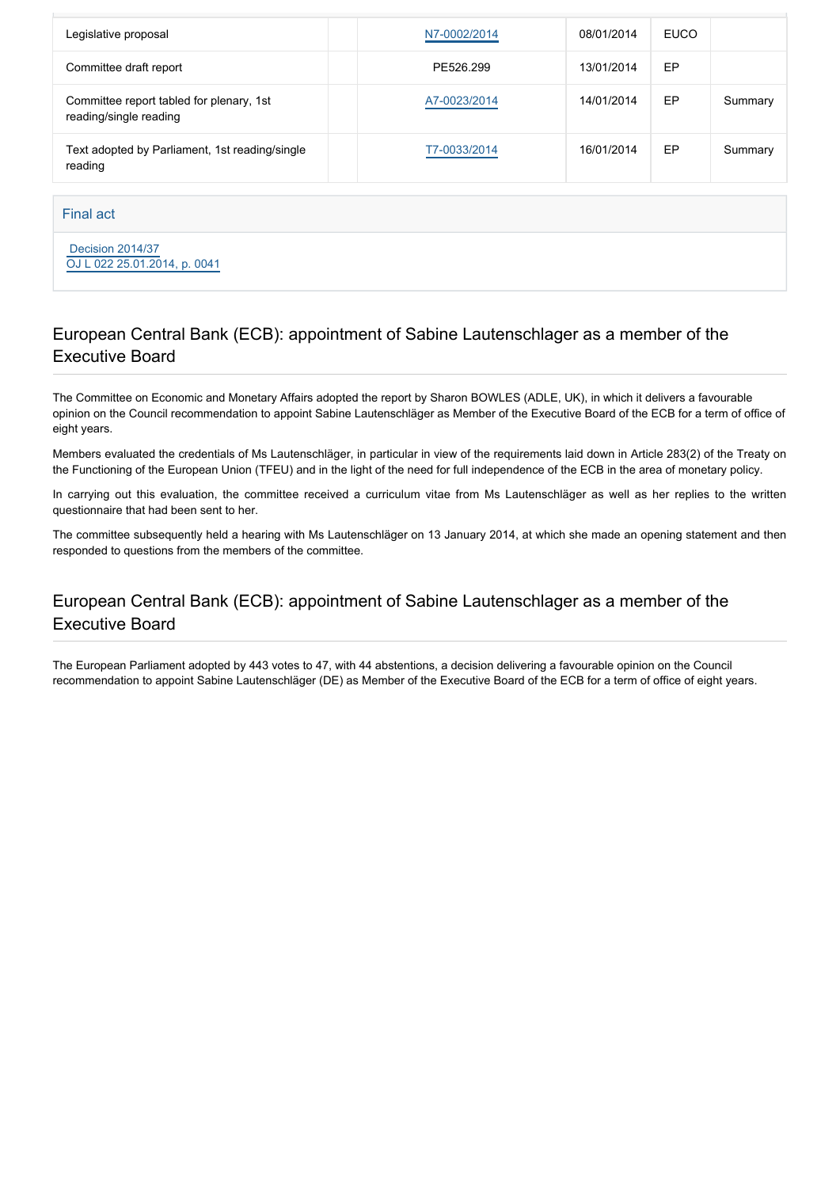| | | | | | |
|---|---|---|---|---|---|
| Legislative proposal | | N7-0002/2014 | 08/01/2014 | EUCO | |
| Committee draft report | | PE526.299 | 13/01/2014 | EP | |
| Committee report tabled for plenary, 1st reading/single reading | | A7-0023/2014 | 14/01/2014 | EP | Summary |
| Text adopted by Parliament, 1st reading/single reading | | T7-0033/2014 | 16/01/2014 | EP | Summary |

### Final act

Decision 2014/37
OJ L 022 25.01.2014, p. 0041

## European Central Bank (ECB): appointment of Sabine Lautenschlager as a member of the Executive Board

The Committee on Economic and Monetary Affairs adopted the report by Sharon BOWLES (ADLE, UK), in which it delivers a favourable opinion on the Council recommendation to appoint Sabine Lautenschläger as Member of the Executive Board of the ECB for a term of office of eight years.

Members evaluated the credentials of Ms Lautenschläger, in particular in view of the requirements laid down in Article 283(2) of the Treaty on the Functioning of the European Union (TFEU) and in the light of the need for full independence of the ECB in the area of monetary policy.

In carrying out this evaluation, the committee received a curriculum vitae from Ms Lautenschläger as well as her replies to the written questionnaire that had been sent to her.

The committee subsequently held a hearing with Ms Lautenschläger on 13 January 2014, at which she made an opening statement and then responded to questions from the members of the committee.

## European Central Bank (ECB): appointment of Sabine Lautenschlager as a member of the Executive Board

The European Parliament adopted by 443 votes to 47, with 44 abstentions, a decision delivering a favourable opinion on the Council recommendation to appoint Sabine Lautenschläger (DE) as Member of the Executive Board of the ECB for a term of office of eight years.